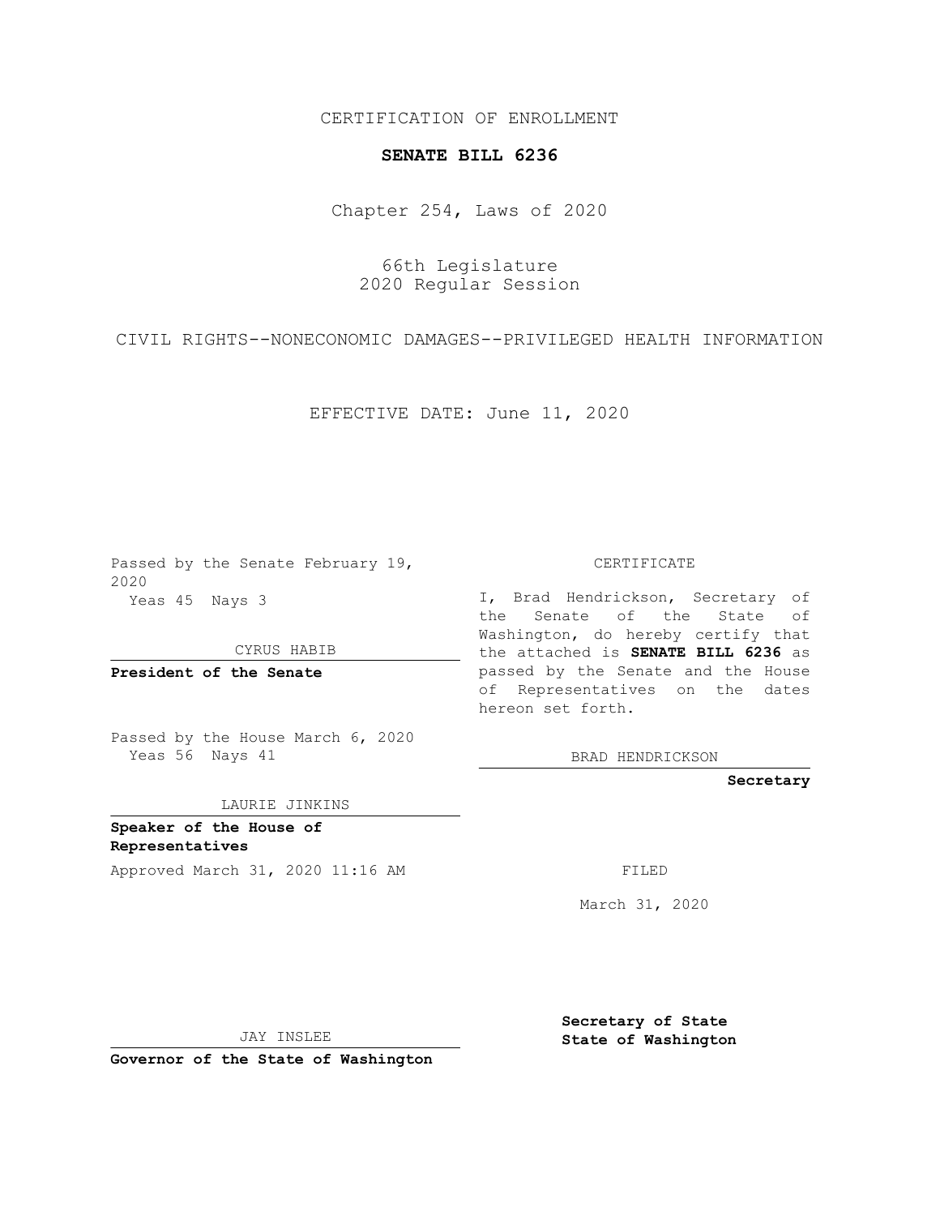CERTIFICATION OF ENROLLMENT

**SENATE BILL 6236**

Chapter 254, Laws of 2020

66th Legislature
2020 Regular Session

CIVIL RIGHTS--NONECONOMIC DAMAGES--PRIVILEGED HEALTH INFORMATION

EFFECTIVE DATE: June 11, 2020

Passed by the Senate February 19, 2020
Yeas 45 Nays 3

CYRUS HABIB

**President of the Senate**

Passed by the House March 6, 2020
Yeas 56 Nays 41

LAURIE JINKINS

**Speaker of the House of Representatives**

Approved March 31, 2020 11:16 AM

JAY INSLEE

**Governor of the State of Washington**

CERTIFICATE

I, Brad Hendrickson, Secretary of the Senate of the State of Washington, do hereby certify that the attached is **SENATE BILL 6236** as passed by the Senate and the House of Representatives on the dates hereon set forth.

BRAD HENDRICKSON

**Secretary**

FILED

March 31, 2020

**Secretary of State**
**State of Washington**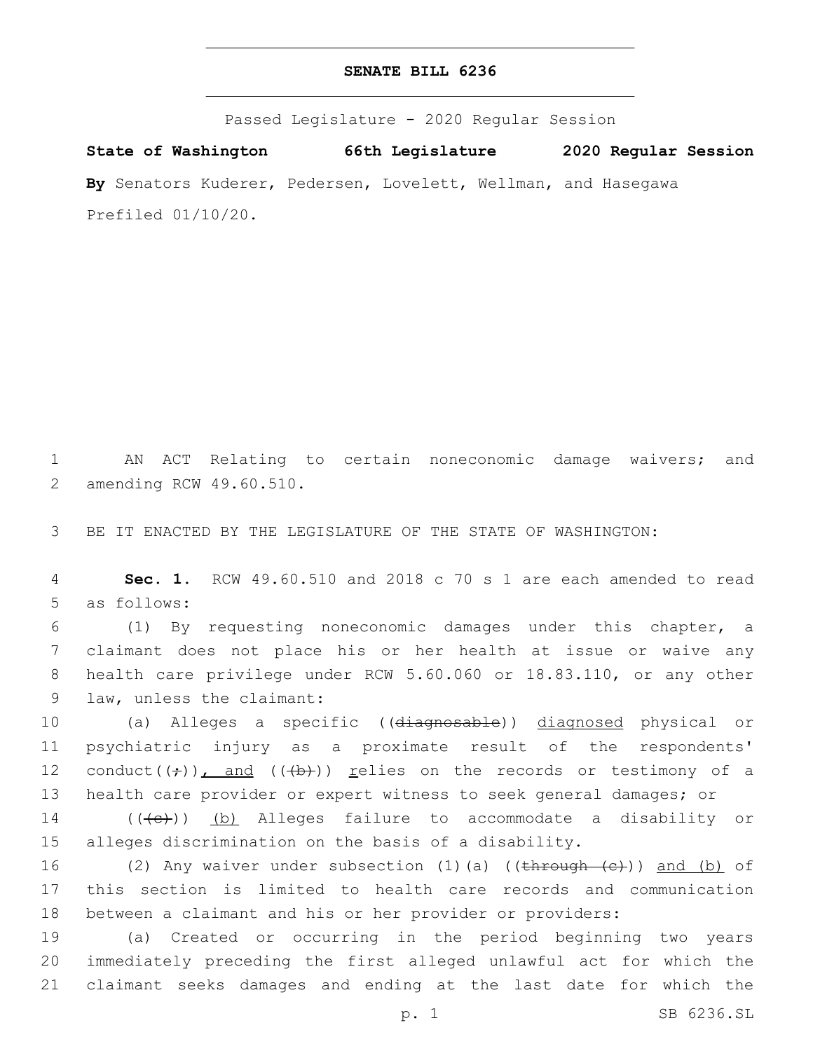# SENATE BILL 6236

Passed Legislature - 2020 Regular Session

**State of Washington 66th Legislature 2020 Regular Session**

**By** Senators Kuderer, Pedersen, Lovelett, Wellman, and Hasegawa

Prefiled 01/10/20.

AN ACT Relating to certain noneconomic damage waivers; and amending RCW 49.60.510.

BE IT ENACTED BY THE LEGISLATURE OF THE STATE OF WASHINGTON:

**Sec. 1.** RCW 49.60.510 and 2018 c 70 s 1 are each amended to read as follows:

(1) By requesting noneconomic damages under this chapter, a claimant does not place his or her health at issue or waive any health care privilege under RCW 5.60.060 or 18.83.110, or any other law, unless the claimant:

(a) Alleges a specific ((~~diagnosable~~)) <u>diagnosed</u> physical or psychiatric injury as a proximate result of the respondents' conduct((~~;~~))<u>, and</u> ((~~(b)~~)) <u>r</u>elies on the records or testimony of a health care provider or expert witness to seek general damages; or

((~~(c)~~)) <u>(b)</u> Alleges failure to accommodate a disability or alleges discrimination on the basis of a disability.

(2) Any waiver under subsection (1)(a) ((~~through (c)~~)) <u>and (b)</u> of this section is limited to health care records and communication between a claimant and his or her provider or providers:

(a) Created or occurring in the period beginning two years immediately preceding the first alleged unlawful act for which the claimant seeks damages and ending at the last date for which the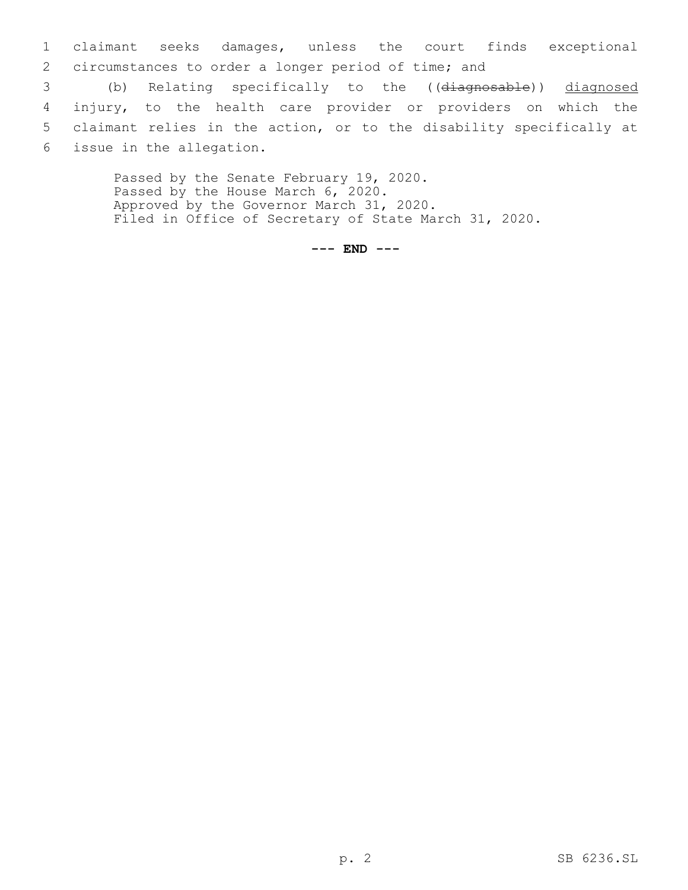claimant seeks damages, unless the court finds exceptional circumstances to order a longer period of time; and

(b) Relating specifically to the ((~~diagnosable~~)) <u>diagnosed</u> injury, to the health care provider or providers on which the claimant relies in the action, or to the disability specifically at issue in the allegation.

Passed by the Senate February 19, 2020.
Passed by the House March 6, 2020.
Approved by the Governor March 31, 2020.
Filed in Office of Secretary of State March 31, 2020.

**--- END ---**